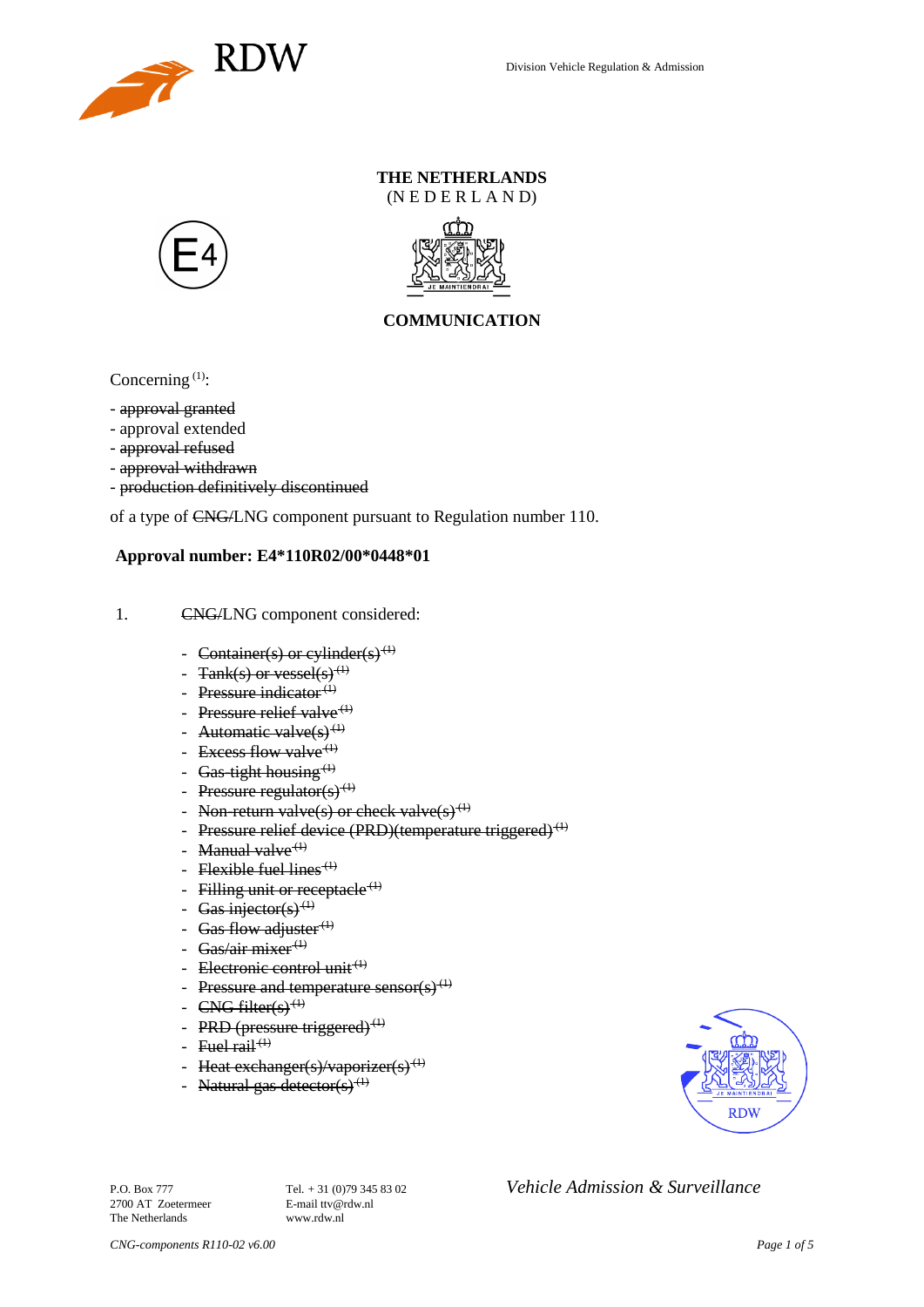RDW

Division Vehicle Regulation & Admission

**THE NETHERLANDS**
(N E D E R L A N D)

E4

## COMMUNICATION

Concerning [1]:

- ~~approval granted~~
- approval extended
- ~~approval refused~~
- ~~approval withdrawn~~
- ~~production definitively discontinued~~

of a type of ~~CNG/~~LNG component pursuant to Regulation number 110.

**Approval number: E4*110R02/00*0448*01**

1. ~~CNG/~~LNG component considered:

   - ~~Container(s) or cylinder(s)~~ [1]
   - ~~Tank(s) or vessel(s)~~ [1]
   - ~~Pressure indicator~~ [1]
   - ~~Pressure relief valve~~ [1]
   - ~~Automatic valve(s)~~ [1]
   - ~~Excess flow valve~~ [1]
   - ~~Gas-tight housing~~ [1]
   - ~~Pressure regulator(s)~~ [1]
   - ~~Non-return valve(s) or check valve(s)~~ [1]
   - ~~Pressure relief device (PRD)(temperature triggered)~~ [1]
   - ~~Manual valve~~ [1]
   - ~~Flexible fuel lines~~ [1]
   - ~~Filling unit or receptacle~~ [1]
   - ~~Gas injector(s)~~ [1]
   - ~~Gas flow adjuster~~ [1]
   - ~~Gas/air mixer~~ [1]
   - ~~Electronic control unit~~ [1]
   - ~~Pressure and temperature sensor(s)~~ [1]
   - ~~CNG filter(s)~~ [1]
   - ~~PRD (pressure triggered)~~ [1]
   - ~~Fuel rail~~ [1]
   - ~~Heat exchanger(s)/vaporizer(s)~~ [1]
   - ~~Natural gas detector(s)~~ [1]

RDW

P.O. Box 777
2700 AT Zoetermeer
The Netherlands

Tel. + 31 (0)79 345 83 02
E-mail ttv@rdw.nl
www.rdw.nl

*Vehicle Admission & Surveillance*

*CNG-components R110-02 v6.00*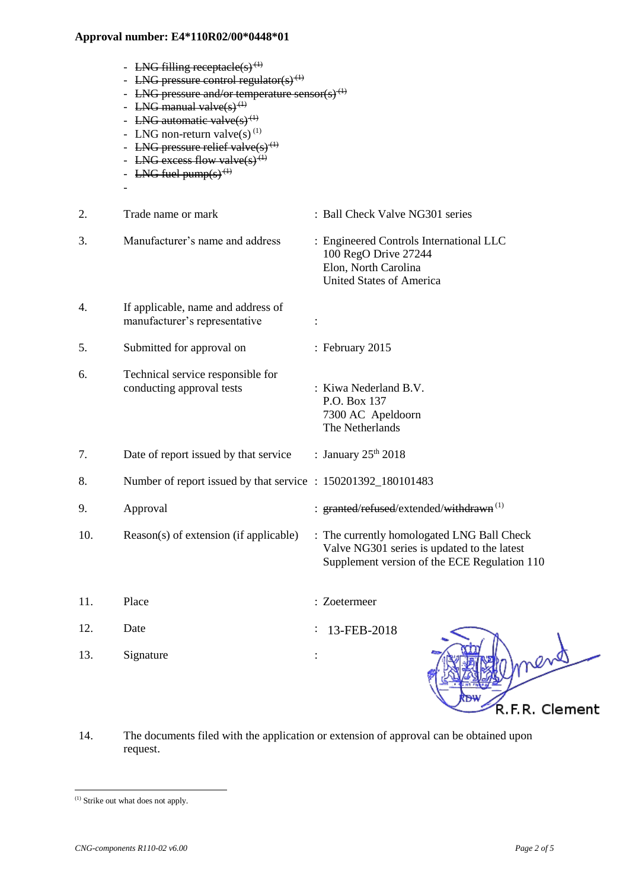**Approval number: E4*110R02/00*0448*01**

- ~~LNG filling receptacle(s)~~ (1)
- ~~LNG pressure control regulator(s)~~ (1)
- ~~LNG pressure and/or temperature sensor(s)~~ (1)
- ~~LNG manual valve(s)~~ (1)
- ~~LNG automatic valve(s)~~ (1)
- LNG non-return valve(s) (1)
- ~~LNG pressure relief valve(s)~~ (1)
- ~~LNG excess flow valve(s)~~ (1)
- ~~LNG fuel pump(s)~~ (1)
-

| | | |
|---|---|---|
| 2. | Trade name or mark | : Ball Check Valve NG301 series |
| 3. | Manufacturer's name and address | : Engineered Controls International LLC<br>100 RegO Drive 27244<br>Elon, North Carolina<br>United States of America |
| 4. | If applicable, name and address of manufacturer's representative | : |
| 5. | Submitted for approval on | : February 2015 |
| 6. | Technical service responsible for conducting approval tests | : Kiwa Nederland B.V.<br>P.O. Box 137<br>7300 AC Apeldoorn<br>The Netherlands |
| 7. | Date of report issued by that service | : January 25th 2018 |
| 8. | Number of report issued by that service | : 150201392_180101483 |
| 9. | Approval | : ~~granted~~/~~refused~~/extended/~~withdrawn~~ (1) |
| 10. | Reason(s) of extension (if applicable) | : The currently homologated LNG Ball Check Valve NG301 series is updated to the latest Supplement version of the ECE Regulation 110 |
| 11. | Place | : Zoetermeer |
| 12. | Date | : 13-FEB-2018 |
| 13. | Signature | : R.F.R. Clement |

14. The documents filed with the application or extension of approval can be obtained upon request.

---

(1) Strike out what does not apply.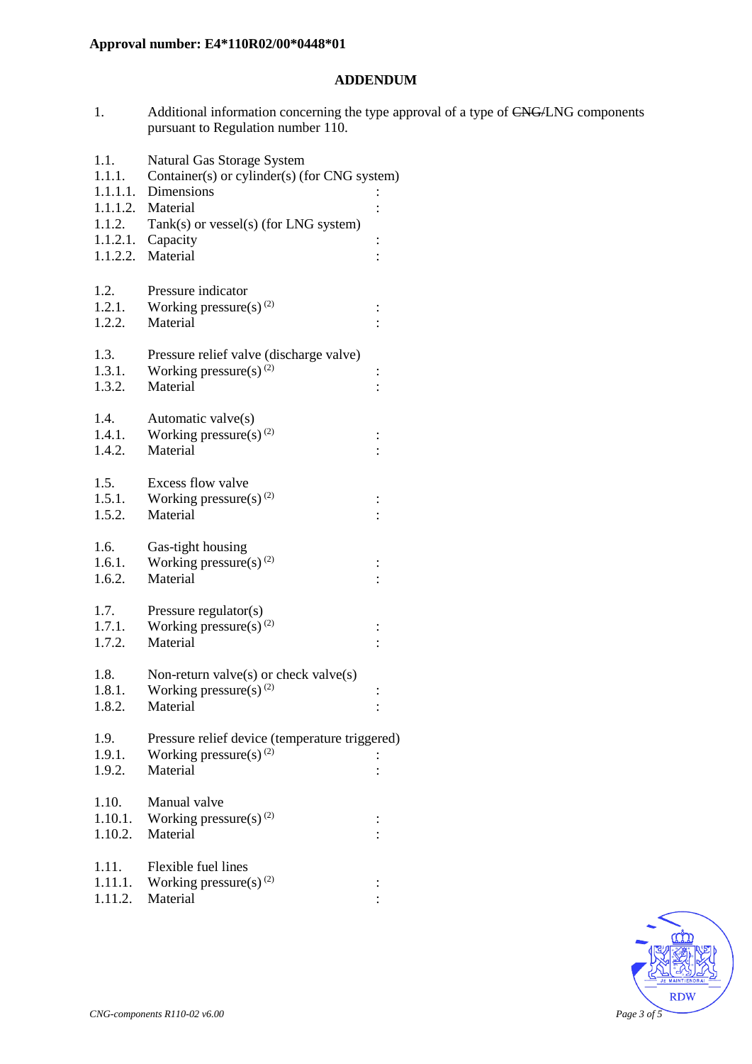**Approval number: E4*110R02/00*0448*01**

## ADDENDUM

1. Additional information concerning the type approval of a type of ~~CNG/~~LNG components pursuant to Regulation number 110.

| | | |
|---|---|---|
| 1.1. | Natural Gas Storage System | |
| 1.1.1. | Container(s) or cylinder(s) (for CNG system) | |
| 1.1.1.1. | Dimensions | : |
| 1.1.1.2. | Material | : |
| 1.1.2. | Tank(s) or vessel(s) (for LNG system) | |
| 1.1.2.1. | Capacity | : |
| 1.1.2.2. | Material | : |
| 1.2. | Pressure indicator | |
| 1.2.1. | Working pressure(s) [2] | : |
| 1.2.2. | Material | : |
| 1.3. | Pressure relief valve (discharge valve) | |
| 1.3.1. | Working pressure(s) [2] | : |
| 1.3.2. | Material | : |
| 1.4. | Automatic valve(s) | |
| 1.4.1. | Working pressure(s) [2] | : |
| 1.4.2. | Material | : |
| 1.5. | Excess flow valve | |
| 1.5.1. | Working pressure(s) [2] | : |
| 1.5.2. | Material | : |
| 1.6. | Gas-tight housing | |
| 1.6.1. | Working pressure(s) [2] | : |
| 1.6.2. | Material | : |
| 1.7. | Pressure regulator(s) | |
| 1.7.1. | Working pressure(s) [2] | : |
| 1.7.2. | Material | : |
| 1.8. | Non-return valve(s) or check valve(s) | |
| 1.8.1. | Working pressure(s) [2] | : |
| 1.8.2. | Material | : |
| 1.9. | Pressure relief device (temperature triggered) | |
| 1.9.1. | Working pressure(s) [2] | : |
| 1.9.2. | Material | : |
| 1.10. | Manual valve | |
| 1.10.1. | Working pressure(s) [2] | : |
| 1.10.2. | Material | : |
| 1.11. | Flexible fuel lines | |
| 1.11.1. | Working pressure(s) [2] | : |
| 1.11.2. | Material | : |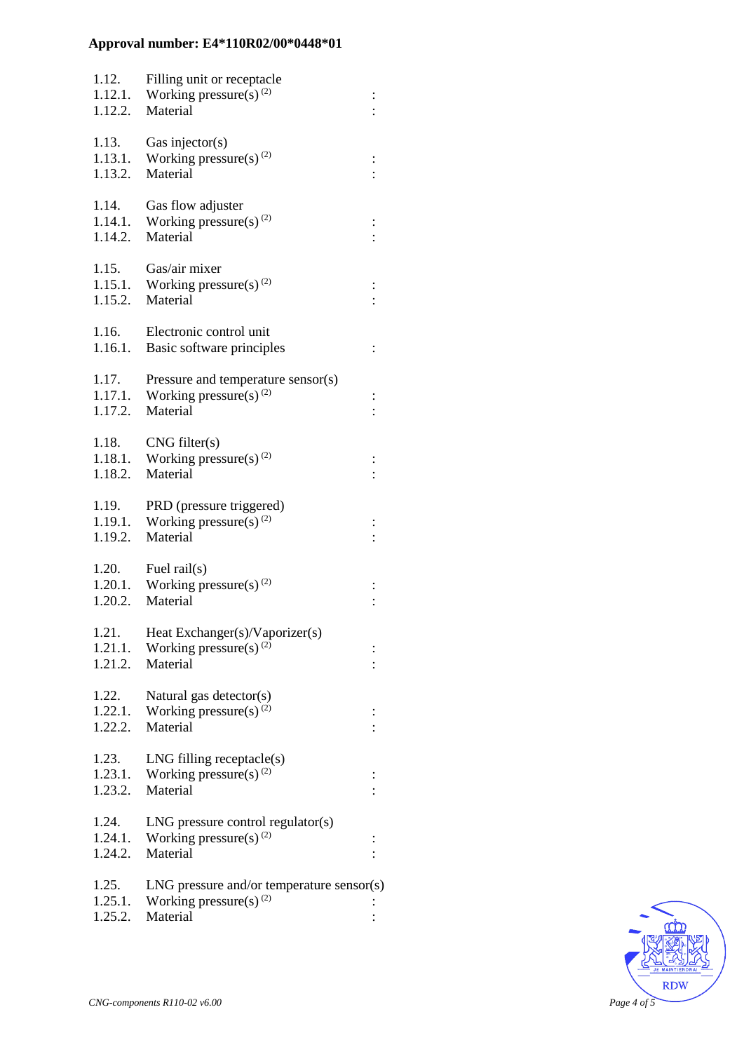**Approval number: E4*110R02/00*0448*01**

1.12. Filling unit or receptacle
1.12.1. Working pressure(s) [(2)] :
1.12.2. Material :

1.13. Gas injector(s)
1.13.1. Working pressure(s) [(2)] :
1.13.2. Material :

1.14. Gas flow adjuster
1.14.1. Working pressure(s) [(2)] :
1.14.2. Material :

1.15. Gas/air mixer
1.15.1. Working pressure(s) [(2)] :
1.15.2. Material :

1.16. Electronic control unit
1.16.1. Basic software principles :

1.17. Pressure and temperature sensor(s)
1.17.1. Working pressure(s) [(2)] :
1.17.2. Material :

1.18. CNG filter(s)
1.18.1. Working pressure(s) [(2)] :
1.18.2. Material :

1.19. PRD (pressure triggered)
1.19.1. Working pressure(s) [(2)] :
1.19.2. Material :

1.20. Fuel rail(s)
1.20.1. Working pressure(s) [(2)] :
1.20.2. Material :

1.21. Heat Exchanger(s)/Vaporizer(s)
1.21.1. Working pressure(s) [(2)] :
1.21.2. Material :

1.22. Natural gas detector(s)
1.22.1. Working pressure(s) [(2)] :
1.22.2. Material :

1.23. LNG filling receptacle(s)
1.23.1. Working pressure(s) [(2)] :
1.23.2. Material :

1.24. LNG pressure control regulator(s)
1.24.1. Working pressure(s) [(2)] :
1.24.2. Material :

1.25. LNG pressure and/or temperature sensor(s)
1.25.1. Working pressure(s) [(2)] :
1.25.2. Material :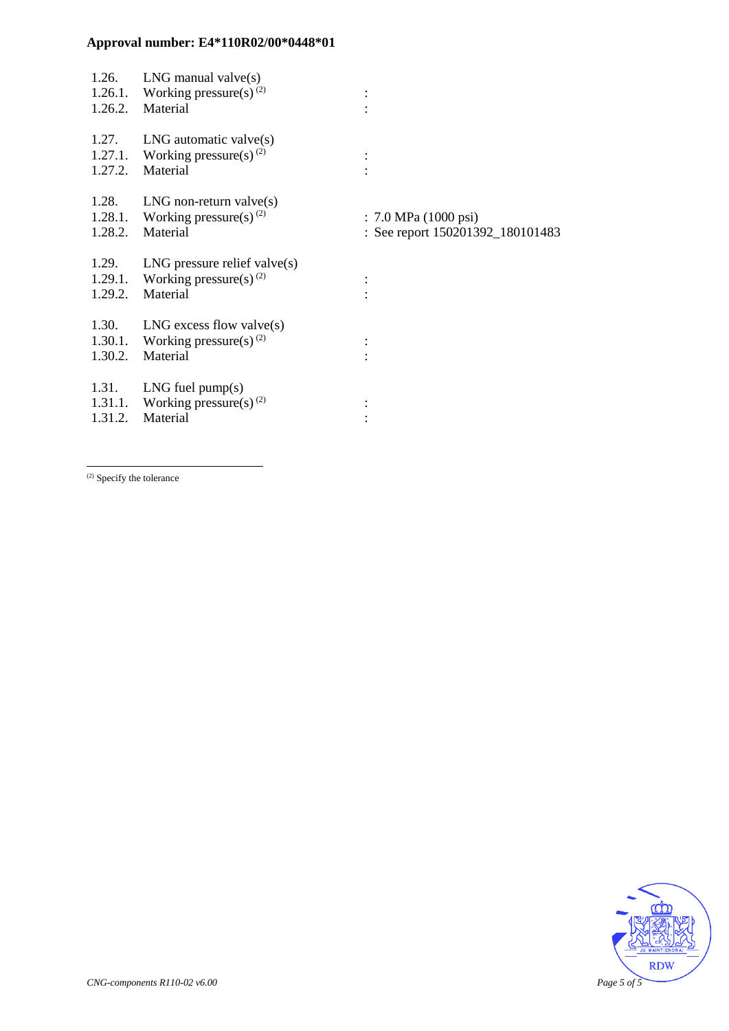**Approval number: E4*110R02/00*0448*01**

| | | |
|---|---|---|
| 1.26. | LNG manual valve(s) | |
| 1.26.1. | Working pressure(s) [(2)] | : |
| 1.26.2. | Material | : |
| | | |
| 1.27. | LNG automatic valve(s) | |
| 1.27.1. | Working pressure(s) [(2)] | : |
| 1.27.2. | Material | : |
| | | |
| 1.28. | LNG non-return valve(s) | |
| 1.28.1. | Working pressure(s) [(2)] | : 7.0 MPa (1000 psi) |
| 1.28.2. | Material | : See report 150201392_180101483 |
| | | |
| 1.29. | LNG pressure relief valve(s) | |
| 1.29.1. | Working pressure(s) [(2)] | : |
| 1.29.2. | Material | : |
| | | |
| 1.30. | LNG excess flow valve(s) | |
| 1.30.1. | Working pressure(s) [(2)] | : |
| 1.30.2. | Material | : |
| | | |
| 1.31. | LNG fuel pump(s) | |
| 1.31.1. | Working pressure(s) [(2)] | : |
| 1.31.2. | Material | : |

---

[(2)] Specify the tolerance

JE MAINTIENDRAI

RDW